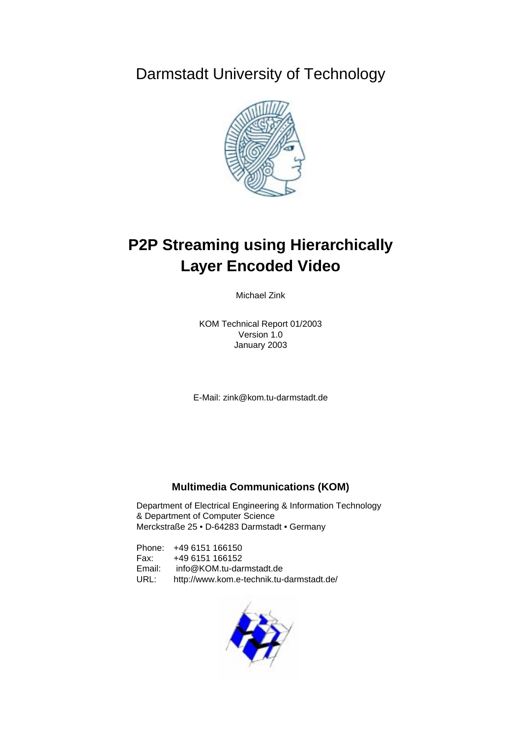Darmstadt University of Technology

# P2P Streaming using Hierarchically Layer Encoded Video

Michael Zink

KOM Technical Report 01/2003
Version 1.0
January 2003

E-Mail: zink@kom.tu-darmstadt.de

**Multimedia Communications (KOM)**

Department of Electrical Engineering & Information Technology
& Department of Computer Science
Merckstraße 25 • D-64283 Darmstadt • Germany

Phone: +49 6151 166150
Fax: +49 6151 166152
Email: info@KOM.tu-darmstadt.de
URL: http://www.kom.e-technik.tu-darmstadt.de/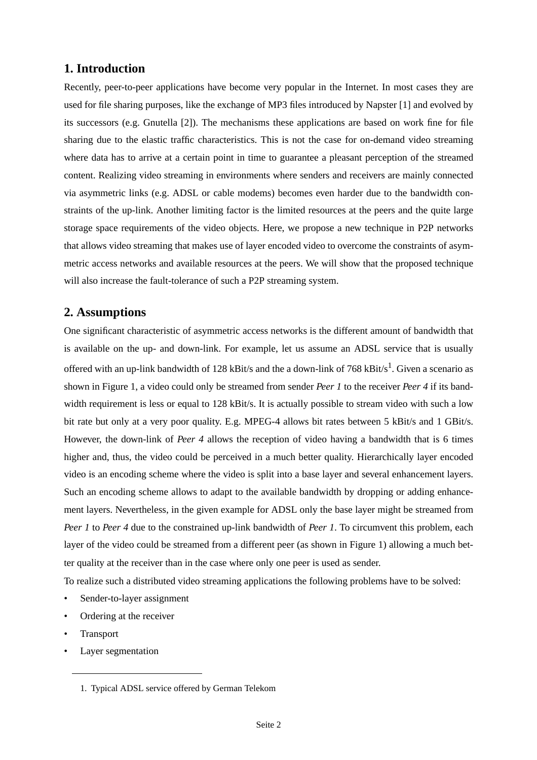## 1. Introduction

Recently, peer-to-peer applications have become very popular in the Internet. In most cases they are used for file sharing purposes, like the exchange of MP3 files introduced by Napster [1] and evolved by its successors (e.g. Gnutella [2]). The mechanisms these applications are based on work fine for file sharing due to the elastic traffic characteristics. This is not the case for on-demand video streaming where data has to arrive at a certain point in time to guarantee a pleasant perception of the streamed content. Realizing video streaming in environments where senders and receivers are mainly connected via asymmetric links (e.g. ADSL or cable modems) becomes even harder due to the bandwidth constraints of the up-link. Another limiting factor is the limited resources at the peers and the quite large storage space requirements of the video objects. Here, we propose a new technique in P2P networks that allows video streaming that makes use of layer encoded video to overcome the constraints of asymmetric access networks and available resources at the peers. We will show that the proposed technique will also increase the fault-tolerance of such a P2P streaming system.

## 2. Assumptions

One significant characteristic of asymmetric access networks is the different amount of bandwidth that is available on the up- and down-link. For example, let us assume an ADSL service that is usually offered with an up-link bandwidth of 128 kBit/s and the a down-link of 768 kBit/s[1]. Given a scenario as shown in Figure 1, a video could only be streamed from sender *Peer 1* to the receiver *Peer 4* if its bandwidth requirement is less or equal to 128 kBit/s. It is actually possible to stream video with such a low bit rate but only at a very poor quality. E.g. MPEG-4 allows bit rates between 5 kBit/s and 1 GBit/s. However, the down-link of *Peer 4* allows the reception of video having a bandwidth that is 6 times higher and, thus, the video could be perceived in a much better quality. Hierarchically layer encoded video is an encoding scheme where the video is split into a base layer and several enhancement layers. Such an encoding scheme allows to adapt to the available bandwidth by dropping or adding enhancement layers. Nevertheless, in the given example for ADSL only the base layer might be streamed from *Peer 1* to *Peer 4* due to the constrained up-link bandwidth of *Peer 1*. To circumvent this problem, each layer of the video could be streamed from a different peer (as shown in Figure 1) allowing a much better quality at the receiver than in the case where only one peer is used as sender.

To realize such a distributed video streaming applications the following problems have to be solved:

- Sender-to-layer assignment
- Ordering at the receiver
- Transport
- Layer segmentation

1. Typical ADSL service offered by German Telekom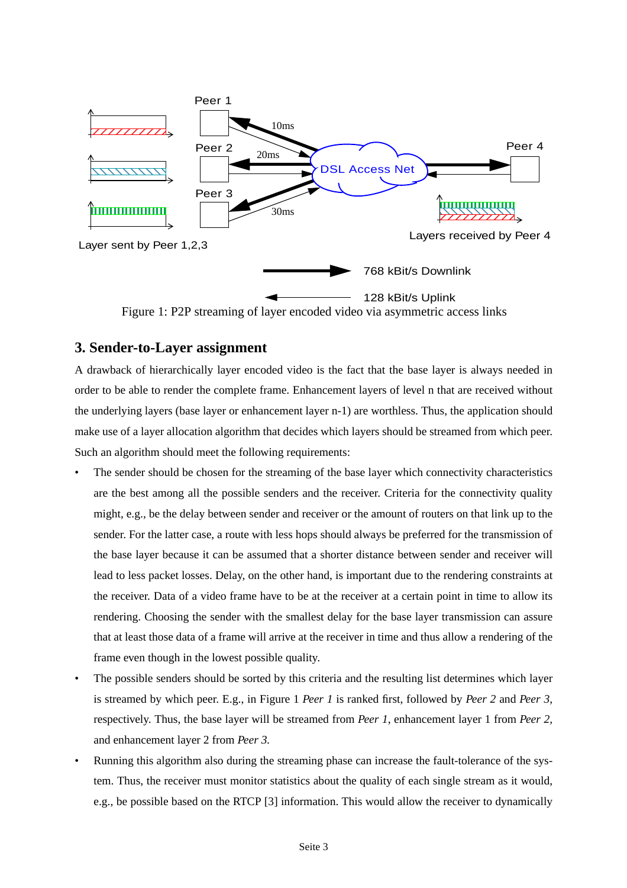Figure 1: P2P streaming of layer encoded video via asymmetric access links

## 3. Sender-to-Layer assignment

A drawback of hierarchically layer encoded video is the fact that the base layer is always needed in order to be able to render the complete frame. Enhancement layers of level n that are received without the underlying layers (base layer or enhancement layer n-1) are worthless. Thus, the application should make use of a layer allocation algorithm that decides which layers should be streamed from which peer. Such an algorithm should meet the following requirements:

- The sender should be chosen for the streaming of the base layer which connectivity characteristics are the best among all the possible senders and the receiver. Criteria for the connectivity quality might, e.g., be the delay between sender and receiver or the amount of routers on that link up to the sender. For the latter case, a route with less hops should always be preferred for the transmission of the base layer because it can be assumed that a shorter distance between sender and receiver will lead to less packet losses. Delay, on the other hand, is important due to the rendering constraints at the receiver. Data of a video frame have to be at the receiver at a certain point in time to allow its rendering. Choosing the sender with the smallest delay for the base layer transmission can assure that at least those data of a frame will arrive at the receiver in time and thus allow a rendering of the frame even though in the lowest possible quality.
- The possible senders should be sorted by this criteria and the resulting list determines which layer is streamed by which peer. E.g., in Figure 1 *Peer 1* is ranked first, followed by *Peer 2* and *Peer 3*, respectively. Thus, the base layer will be streamed from *Peer 1*, enhancement layer 1 from *Peer 2*, and enhancement layer 2 from *Peer 3.*
- Running this algorithm also during the streaming phase can increase the fault-tolerance of the system. Thus, the receiver must monitor statistics about the quality of each single stream as it would, e.g., be possible based on the RTCP [3] information. This would allow the receiver to dynamically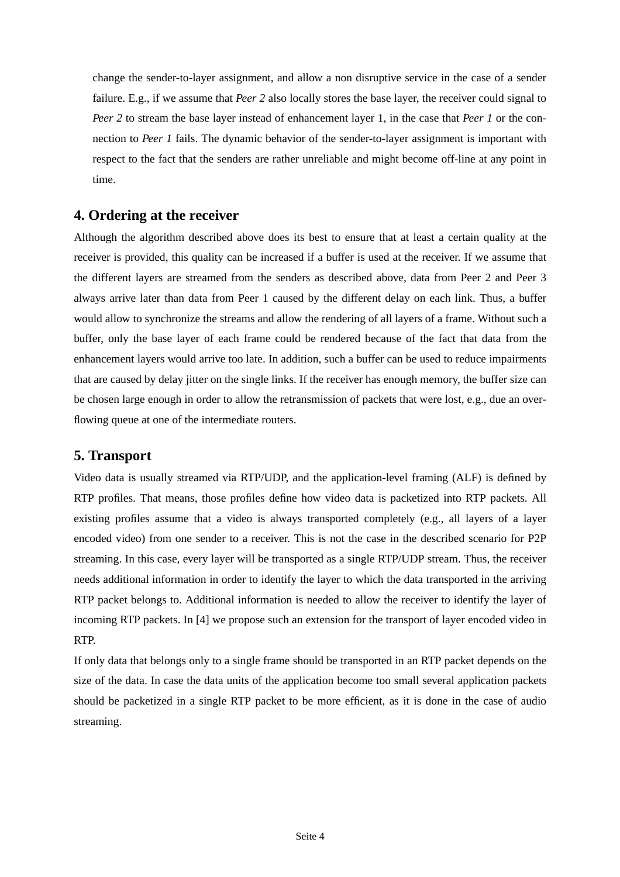change the sender-to-layer assignment, and allow a non disruptive service in the case of a sender failure. E.g., if we assume that *Peer 2* also locally stores the base layer, the receiver could signal to *Peer 2* to stream the base layer instead of enhancement layer 1, in the case that *Peer 1* or the connection to *Peer 1* fails. The dynamic behavior of the sender-to-layer assignment is important with respect to the fact that the senders are rather unreliable and might become off-line at any point in time.

## 4. Ordering at the receiver

Although the algorithm described above does its best to ensure that at least a certain quality at the receiver is provided, this quality can be increased if a buffer is used at the receiver. If we assume that the different layers are streamed from the senders as described above, data from Peer 2 and Peer 3 always arrive later than data from Peer 1 caused by the different delay on each link. Thus, a buffer would allow to synchronize the streams and allow the rendering of all layers of a frame. Without such a buffer, only the base layer of each frame could be rendered because of the fact that data from the enhancement layers would arrive too late. In addition, such a buffer can be used to reduce impairments that are caused by delay jitter on the single links. If the receiver has enough memory, the buffer size can be chosen large enough in order to allow the retransmission of packets that were lost, e.g., due an overflowing queue at one of the intermediate routers.

## 5. Transport

Video data is usually streamed via RTP/UDP, and the application-level framing (ALF) is defined by RTP profiles. That means, those profiles define how video data is packetized into RTP packets. All existing profiles assume that a video is always transported completely (e.g., all layers of a layer encoded video) from one sender to a receiver. This is not the case in the described scenario for P2P streaming. In this case, every layer will be transported as a single RTP/UDP stream. Thus, the receiver needs additional information in order to identify the layer to which the data transported in the arriving RTP packet belongs to. Additional information is needed to allow the receiver to identify the layer of incoming RTP packets. In [4] we propose such an extension for the transport of layer encoded video in RTP.

If only data that belongs only to a single frame should be transported in an RTP packet depends on the size of the data. In case the data units of the application become too small several application packets should be packetized in a single RTP packet to be more efficient, as it is done in the case of audio streaming.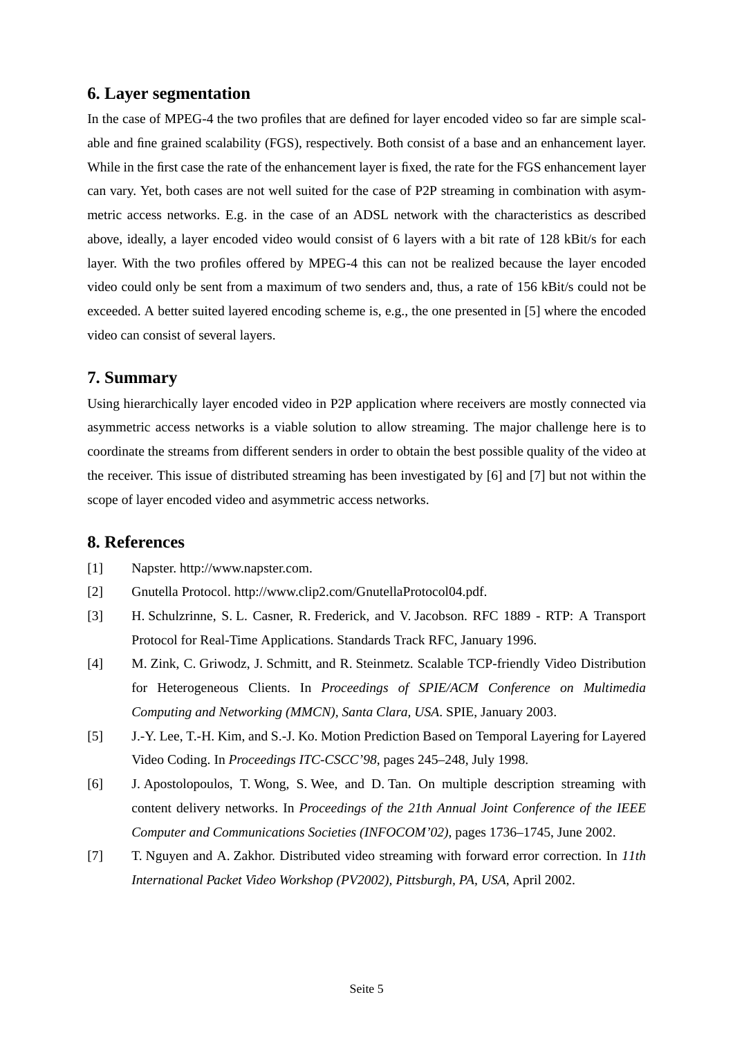## 6. Layer segmentation

In the case of MPEG-4 the two profiles that are defined for layer encoded video so far are simple scalable and fine grained scalability (FGS), respectively. Both consist of a base and an enhancement layer. While in the first case the rate of the enhancement layer is fixed, the rate for the FGS enhancement layer can vary. Yet, both cases are not well suited for the case of P2P streaming in combination with asymmetric access networks. E.g. in the case of an ADSL network with the characteristics as described above, ideally, a layer encoded video would consist of 6 layers with a bit rate of 128 kBit/s for each layer. With the two profiles offered by MPEG-4 this can not be realized because the layer encoded video could only be sent from a maximum of two senders and, thus, a rate of 156 kBit/s could not be exceeded. A better suited layered encoding scheme is, e.g., the one presented in [5] where the encoded video can consist of several layers.

## 7. Summary

Using hierarchically layer encoded video in P2P application where receivers are mostly connected via asymmetric access networks is a viable solution to allow streaming. The major challenge here is to coordinate the streams from different senders in order to obtain the best possible quality of the video at the receiver. This issue of distributed streaming has been investigated by [6] and [7] but not within the scope of layer encoded video and asymmetric access networks.

## 8. References

[1] Napster. http://www.napster.com.

[2] Gnutella Protocol. http://www.clip2.com/GnutellaProtocol04.pdf.

[3] H. Schulzrinne, S. L. Casner, R. Frederick, and V. Jacobson. RFC 1889 - RTP: A Transport Protocol for Real-Time Applications. Standards Track RFC, January 1996.

[4] M. Zink, C. Griwodz, J. Schmitt, and R. Steinmetz. Scalable TCP-friendly Video Distribution for Heterogeneous Clients. In *Proceedings of SPIE/ACM Conference on Multimedia Computing and Networking (MMCN), Santa Clara, USA*. SPIE, January 2003.

[5] J.-Y. Lee, T.-H. Kim, and S.-J. Ko. Motion Prediction Based on Temporal Layering for Layered Video Coding. In *Proceedings ITC-CSCC'98*, pages 245–248, July 1998.

[6] J. Apostolopoulos, T. Wong, S. Wee, and D. Tan. On multiple description streaming with content delivery networks. In *Proceedings of the 21th Annual Joint Conference of the IEEE Computer and Communications Societies (INFOCOM'02)*, pages 1736–1745, June 2002.

[7] T. Nguyen and A. Zakhor. Distributed video streaming with forward error correction. In *11th International Packet Video Workshop (PV2002), Pittsburgh, PA, USA*, April 2002.